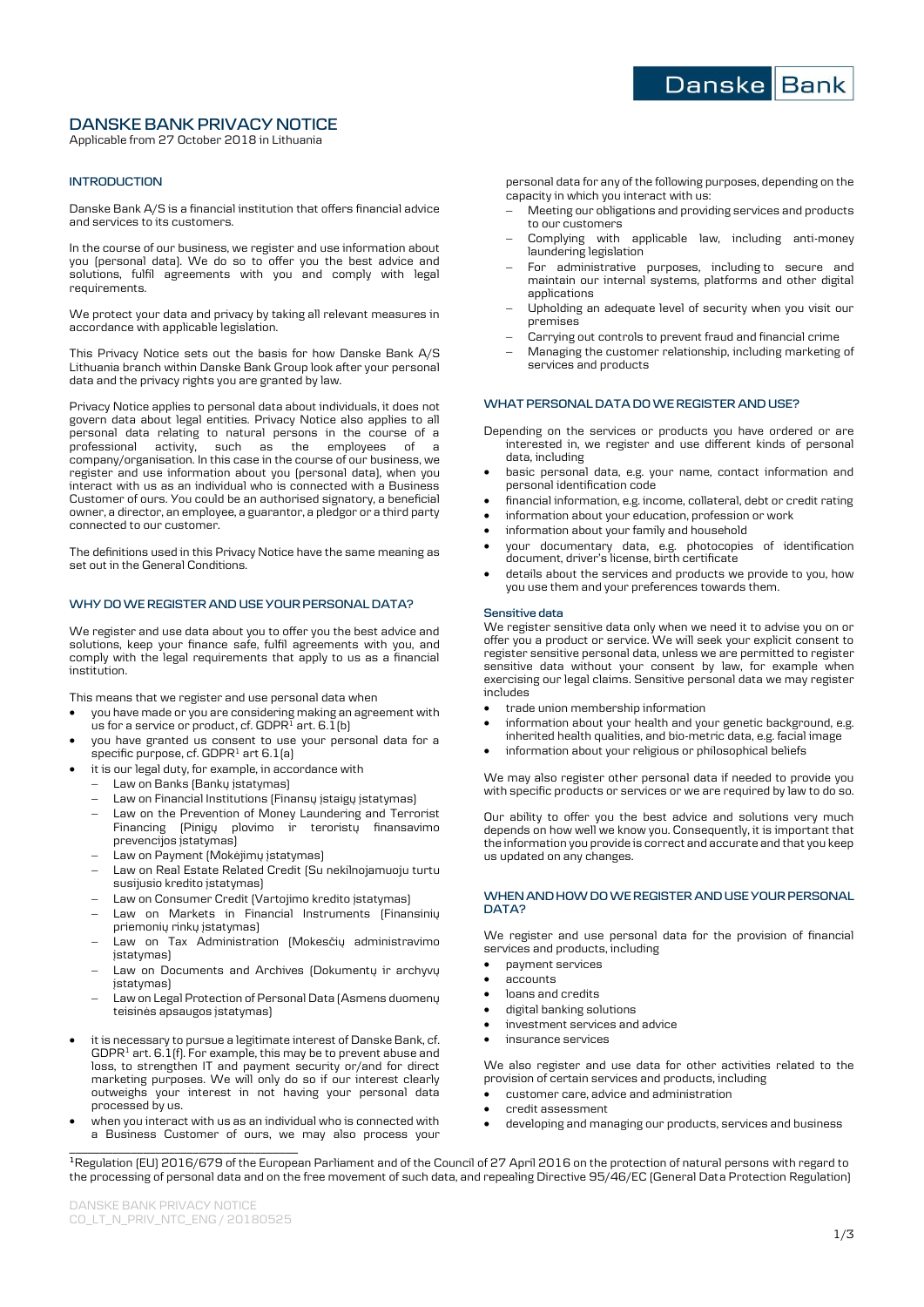# DANSKE BANK PRIVACY NOTICE

Applicable from 27 October 2018 in Lithuania

## INTRODUCTION

Danske Bank A/S is a financial institution that offers financial advice and services to its customers.

In the course of our business, we register and use information about you (personal data). We do so to offer you the best advice and solutions, fulfil agreements with you and comply with legal requirements.

We protect your data and privacy by taking all relevant measures in accordance with applicable legislation.

This Privacy Notice sets out the basis for how Danske Bank A/S Lithuania branch within Danske Bank Group look after your personal data and the privacy rights you are granted by law.

Privacy Notice applies to personal data about individuals, it does not govern data about legal entities. Privacy Notice also applies to all personal data relating to natural persons in the course of a professional activity, such as the employees of a company/organisation. In this case in the course of our business, we register and use information about you (personal data), when you interact with us as an individual who is connected with a Business Customer of ours. You could be an authorised signatory, a beneficial owner, a director, an employee, a guarantor, a pledgor or a third party connected to our customer.

The definitions used in this Privacy Notice have the same meaning as set out in the General Conditions.

## WHY DO WE REGISTER AND USE YOUR PERSONAL DATA?

We register and use data about you to offer you the best advice and solutions, keep your finance safe, fulfil agreements with you, and comply with the legal requirements that apply to us as a financial institution.

This means that we register and use personal data when

- you have made or you are considering making an agreement with us for a service or product, cf. GDPR[1] art. 6.1(b)
- you have granted us consent to use your personal data for a specific purpose, cf. GDPR[1] art 6.1(a)
- it is our legal duty, for example, in accordance with
  - Law on Banks (Bankų įstatymas)
  - Law on Financial Institutions (Finansų įstaigų įstatymas)
  - Law on the Prevention of Money Laundering and Terrorist Financing (Pinigų plovimo ir teroristų finansavimo prevencijos įstatymas)
  - Law on Payment (Mokėjimų įstatymas)
  - Law on Real Estate Related Credit (Su nekilnojamuoju turtu susijusio kredito įstatymas)
  - Law on Consumer Credit (Vartojimo kredito įstatymas)
  - Law on Markets in Financial Instruments (Finansinių priemonių rinkų įstatymas)
  - Law on Tax Administration (Mokesčių administravimo įstatymas)
  - Law on Documents and Archives (Dokumentų ir archyvų įstatymas)
  - Law on Legal Protection of Personal Data (Asmens duomenų teisinės apsaugos įstatymas)
- it is necessary to pursue a legitimate interest of Danske Bank, cf. GDPR[1] art. 6.1(f). For example, this may be to prevent abuse and loss, to strengthen IT and payment security or/and for direct marketing purposes. We will only do so if our interest clearly outweighs your interest in not having your personal data processed by us.
- when you interact with us as an individual who is connected with a Business Customer of ours, we may also process your personal data for any of the following purposes, depending on the capacity in which you interact with us:
  - Meeting our obligations and providing services and products to our customers
  - Complying with applicable law, including anti-money laundering legislation
  - For administrative purposes, including to secure and maintain our internal systems, platforms and other digital applications
  - Upholding an adequate level of security when you visit our premises
  - Carrying out controls to prevent fraud and financial crime
  - Managing the customer relationship, including marketing of services and products

## WHAT PERSONAL DATA DO WE REGISTER AND USE?

Depending on the services or products you have ordered or are interested in, we register and use different kinds of personal data, including

- basic personal data, e.g. your name, contact information and personal identification code
- financial information, e.g. income, collateral, debt or credit rating
- information about your education, profession or work
- information about your family and household
- your documentary data, e.g. photocopies of identification document, driver's license, birth certificate
- details about the services and products we provide to you, how you use them and your preferences towards them.

### Sensitive data

We register sensitive data only when we need it to advise you on or offer you a product or service. We will seek your explicit consent to register sensitive personal data, unless we are permitted to register sensitive data without your consent by law, for example when exercising our legal claims. Sensitive personal data we may register includes

- trade union membership information
- information about your health and your genetic background, e.g. inherited health qualities, and bio-metric data, e.g. facial image
- information about your religious or philosophical beliefs

We may also register other personal data if needed to provide you with specific products or services or we are required by law to do so.

Our ability to offer you the best advice and solutions very much depends on how well we know you. Consequently, it is important that the information you provide is correct and accurate and that you keep us updated on any changes.

## WHEN AND HOW DO WE REGISTER AND USE YOUR PERSONAL DATA?

We register and use personal data for the provision of financial services and products, including

- payment services
- accounts
- loans and credits
- digital banking solutions
- investment services and advice
- insurance services

We also register and use data for other activities related to the provision of certain services and products, including

- customer care, advice and administration
- credit assessment
- developing and managing our products, services and business

---

[1] Regulation (EU) 2016/679 of the European Parliament and of the Council of 27 April 2016 on the protection of natural persons with regard to the processing of personal data and on the free movement of such data, and repealing Directive 95/46/EC (General Data Protection Regulation)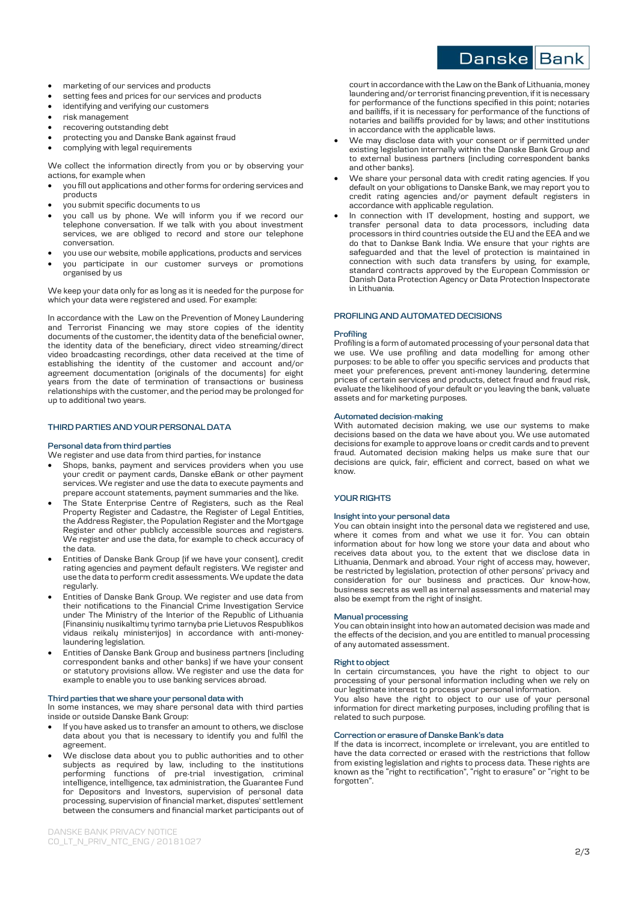- marketing of our services and products
- setting fees and prices for our services and products
- identifying and verifying our customers
- risk management
- recovering outstanding debt
- protecting you and Danske Bank against fraud
- complying with legal requirements

We collect the information directly from you or by observing your actions, for example when

- you fill out applications and other forms for ordering services and products
- you submit specific documents to us
- you call us by phone. We will inform you if we record our telephone conversation. If we talk with you about investment services, we are obliged to record and store our telephone conversation.
- you use our website, mobile applications, products and services
- you participate in our customer surveys or promotions organised by us

We keep your data only for as long as it is needed for the purpose for which your data were registered and used. For example:

In accordance with the Law on the Prevention of Money Laundering and Terrorist Financing we may store copies of the identity documents of the customer, the identity data of the beneficial owner, the identity data of the beneficiary, direct video streaming/direct video broadcasting recordings, other data received at the time of establishing the identity of the customer and account and/or agreement documentation (originals of the documents) for eight years from the date of termination of transactions or business relationships with the customer, and the period may be prolonged for up to additional two years.

## THIRD PARTIES AND YOUR PERSONAL DATA

### Personal data from third parties

We register and use data from third parties, for instance

- Shops, banks, payment and services providers when you use your credit or payment cards, Danske eBank or other payment services. We register and use the data to execute payments and prepare account statements, payment summaries and the like.
- The State Enterprise Centre of Registers, such as the Real Property Register and Cadastre, the Register of Legal Entities, the Address Register, the Population Register and the Mortgage Register and other publicly accessible sources and registers. We register and use the data, for example to check accuracy of the data.
- Entities of Danske Bank Group (if we have your consent), credit rating agencies and payment default registers. We register and use the data to perform credit assessments. We update the data regularly.
- Entities of Danske Bank Group. We register and use data from their notifications to the Financial Crime Investigation Service under The Ministry of the Interior of the Republic of Lithuania (Finansinių nusikaltimų tyrimo tarnyba prie Lietuvos Respublikos vidaus reikalų ministerijos) in accordance with anti-money-laundering legislation.
- Entities of Danske Bank Group and business partners (including correspondent banks and other banks) if we have your consent or statutory provisions allow. We register and use the data for example to enable you to use banking services abroad.

### Third parties that we share your personal data with

In some instances, we may share personal data with third parties inside or outside Danske Bank Group:

- If you have asked us to transfer an amount to others, we disclose data about you that is necessary to identify you and fulfil the agreement.
- We disclose data about you to public authorities and to other subjects as required by law, including to the institutions performing functions of pre-trial investigation, criminal intelligence, intelligence, tax administration, the Guarantee Fund for Depositors and Investors, supervision of personal data processing, supervision of financial market, disputes' settlement between the consumers and financial market participants out of court in accordance with the Law on the Bank of Lithuania, money laundering and/or terrorist financing prevention, if it is necessary for performance of the functions specified in this point; notaries and bailiffs, if it is necessary for performance of the functions of notaries and bailiffs provided for by laws; and other institutions in accordance with the applicable laws.
- We may disclose data with your consent or if permitted under existing legislation internally within the Danske Bank Group and to external business partners (including correspondent banks and other banks).
- We share your personal data with credit rating agencies. If you default on your obligations to Danske Bank, we may report you to credit rating agencies and/or payment default registers in accordance with applicable regulation.
- In connection with IT development, hosting and support, we transfer personal data to data processors, including data processors in third countries outside the EU and the EEA and we do that to Dankse Bank India. We ensure that your rights are safeguarded and that the level of protection is maintained in connection with such data transfers by using, for example, standard contracts approved by the European Commission or Danish Data Protection Agency or Data Protection Inspectorate in Lithuania.

## PROFILING AND AUTOMATED DECISIONS

### Profiling

Profiling is a form of automated processing of your personal data that we use. We use profiling and data modelling for among other purposes: to be able to offer you specific services and products that meet your preferences, prevent anti-money laundering, determine prices of certain services and products, detect fraud and fraud risk, evaluate the likelihood of your default or you leaving the bank, valuate assets and for marketing purposes.

### Automated decision-making

With automated decision making, we use our systems to make decisions based on the data we have about you. We use automated decisions for example to approve loans or credit cards and to prevent fraud. Automated decision making helps us make sure that our decisions are quick, fair, efficient and correct, based on what we know.

## YOUR RIGHTS

### Insight into your personal data

You can obtain insight into the personal data we registered and use, where it comes from and what we use it for. You can obtain information about for how long we store your data and about who receives data about you, to the extent that we disclose data in Lithuania, Denmark and abroad. Your right of access may, however, be restricted by legislation, protection of other persons' privacy and consideration for our business and practices. Our know-how, business secrets as well as internal assessments and material may also be exempt from the right of insight.

### Manual processing

You can obtain insight into how an automated decision was made and the effects of the decision, and you are entitled to manual processing of any automated assessment.

### Right to object

In certain circumstances, you have the right to object to our processing of your personal information including when we rely on our legitimate interest to process your personal information.
You also have the right to object to our use of your personal information for direct marketing purposes, including profiling that is related to such purpose.

### Correction or erasure of Danske Bank's data

If the data is incorrect, incomplete or irrelevant, you are entitled to have the data corrected or erased with the restrictions that follow from existing legislation and rights to process data. These rights are known as the "right to rectification", "right to erasure" or "right to be forgotten".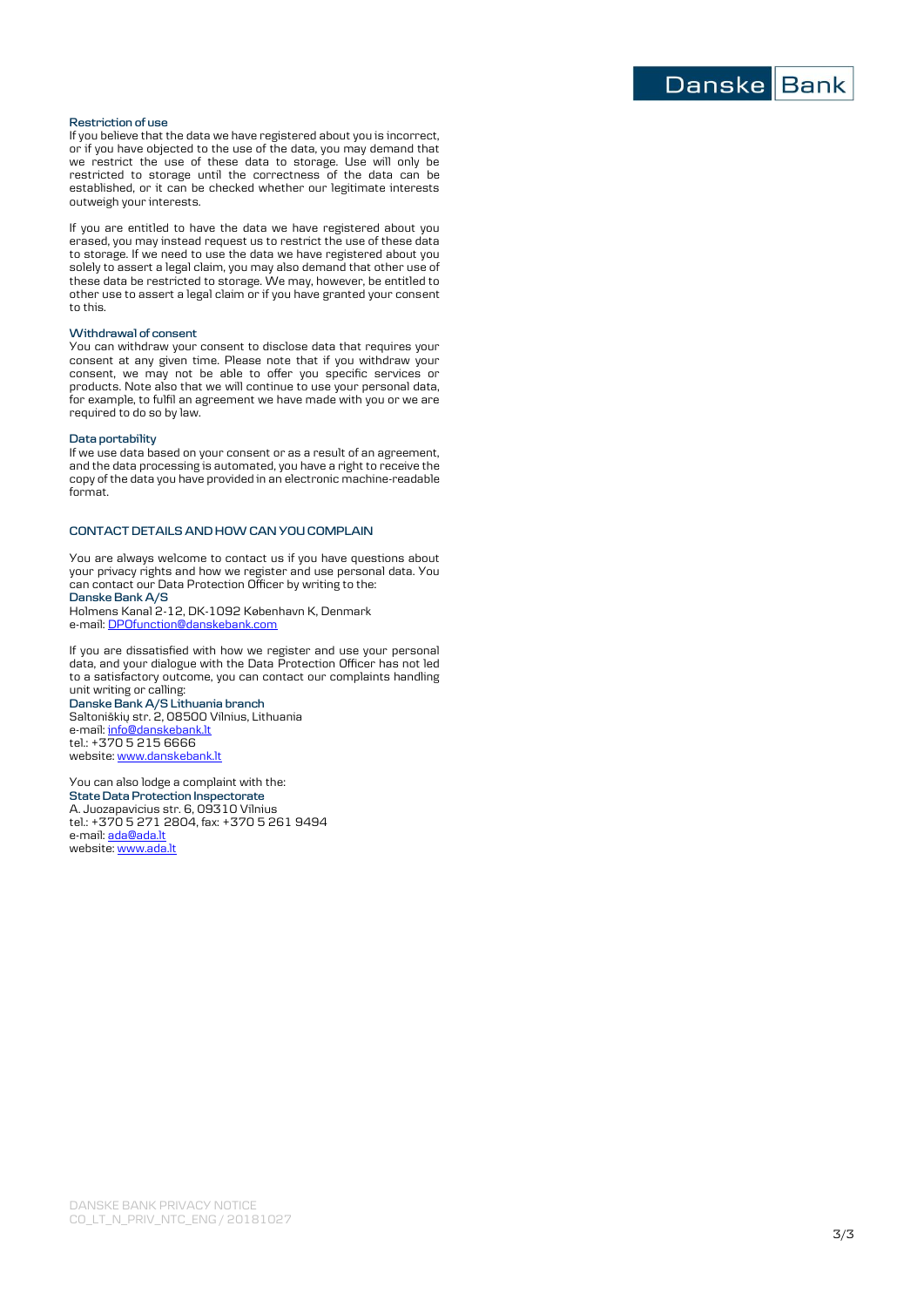### Restriction of use

If you believe that the data we have registered about you is incorrect, or if you have objected to the use of the data, you may demand that we restrict the use of these data to storage. Use will only be restricted to storage until the correctness of the data can be established, or it can be checked whether our legitimate interests outweigh your interests.

If you are entitled to have the data we have registered about you erased, you may instead request us to restrict the use of these data to storage. If we need to use the data we have registered about you solely to assert a legal claim, you may also demand that other use of these data be restricted to storage. We may, however, be entitled to other use to assert a legal claim or if you have granted your consent to this.

### Withdrawal of consent

You can withdraw your consent to disclose data that requires your consent at any given time. Please note that if you withdraw your consent, we may not be able to offer you specific services or products. Note also that we will continue to use your personal data, for example, to fulfil an agreement we have made with you or we are required to do so by law.

### Data portability

If we use data based on your consent or as a result of an agreement, and the data processing is automated, you have a right to receive the copy of the data you have provided in an electronic machine-readable format.

## CONTACT DETAILS AND HOW CAN YOU COMPLAIN

You are always welcome to contact us if you have questions about your privacy rights and how we register and use personal data. You can contact our Data Protection Officer by writing to the:

**Danske Bank A/S**
Holmens Kanal 2-12, DK-1092 København K, Denmark
e-mail: DPOfunction@danskebank.com

If you are dissatisfied with how we register and use your personal data, and your dialogue with the Data Protection Officer has not led to a satisfactory outcome, you can contact our complaints handling unit writing or calling:

**Danske Bank A/S Lithuania branch**
Saltoniškių str. 2, 08500 Vilnius, Lithuania
e-mail: info@danskebank.lt
tel.: +370 5 215 6666
website: www.danskebank.lt

You can also lodge a complaint with the:

**State Data Protection Inspectorate**
A. Juozapavicius str. 6, 09310 Vilnius
tel.: +370 5 271 2804, fax: +370 5 261 9494
e-mail: ada@ada.lt
website: www.ada.lt

DANSKE BANK PRIVACY NOTICE
CO_LT_N_PRIV_NTC_ENG / 20181027